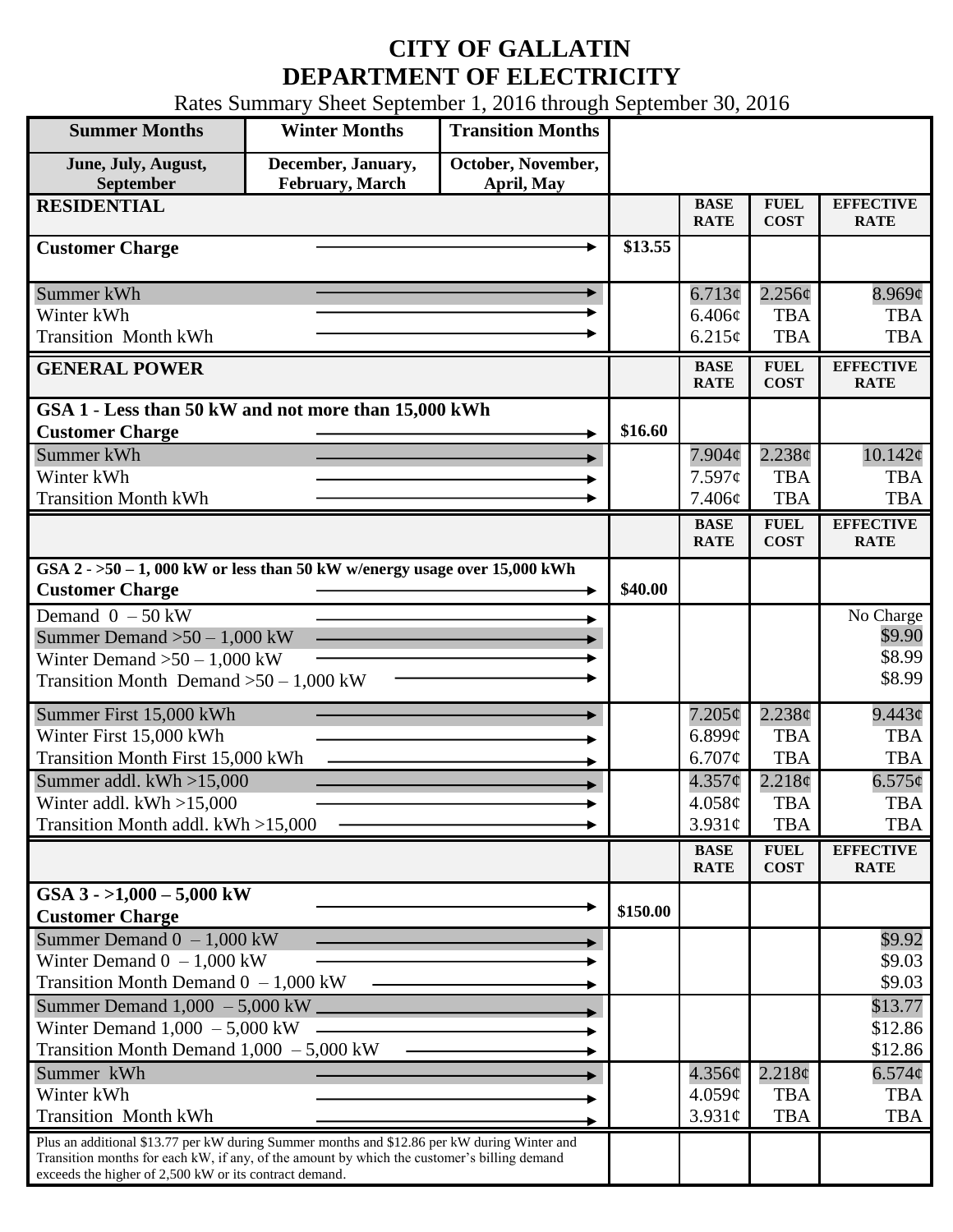# CITY OF GALLATIN
# DEPARTMENT OF ELECTRICITY

Rates Summary Sheet September 1, 2016 through September 30, 2016

| Summer Months | Winter Months | Transition Months |
|---|---|---|
| June, July, August, September | December, January, February, March | October, November, April, May |

| RESIDENTIAL | | BASE RATE | FUEL COST | EFFECTIVE RATE |
|---|---|---|---|---|
| Customer Charge | $13.55 | | | |
| Summer kWh | | 6.713¢ | 2.256¢ | 8.969¢ |
| Winter kWh | | 6.406¢ | TBA | TBA |
| Transition Month kWh | | 6.215¢ | TBA | TBA |

| GENERAL POWER | | BASE RATE | FUEL COST | EFFECTIVE RATE |
|---|---|---|---|---|
| **GSA 1 - Less than 50 kW and not more than 15,000 kWh** | | | | |
| Customer Charge | $16.60 | | | |
| Summer kWh | | 7.904¢ | 2.238¢ | 10.142¢ |
| Winter kWh | | 7.597¢ | TBA | TBA |
| Transition Month kWh | | 7.406¢ | TBA | TBA |

| | | BASE RATE | FUEL COST | EFFECTIVE RATE |
|---|---|---|---|---|
| **GSA 2 - >50 – 1, 000 kW or less than 50 kW w/energy usage over 15,000 kWh** | | | | |
| Customer Charge | $40.00 | | | |
| Demand 0 – 50 kW | | | | No Charge |
| Summer Demand >50 – 1,000 kW | | | | $9.90 |
| Winter Demand >50 – 1,000 kW | | | | $8.99 |
| Transition Month Demand >50 – 1,000 kW | | | | $8.99 |
| Summer First 15,000 kWh | | 7.205¢ | 2.238¢ | 9.443¢ |
| Winter First 15,000 kWh | | 6.899¢ | TBA | TBA |
| Transition Month First 15,000 kWh | | 6.707¢ | TBA | TBA |
| Summer addl. kWh >15,000 | | 4.357¢ | 2.218¢ | 6.575¢ |
| Winter addl. kWh >15,000 | | 4.058¢ | TBA | TBA |
| Transition Month addl. kWh >15,000 | | 3.931¢ | TBA | TBA |

| | | BASE RATE | FUEL COST | EFFECTIVE RATE |
|---|---|---|---|---|
| **GSA 3 - >1,000 – 5,000 kW** | | | | |
| Customer Charge | $150.00 | | | |
| Summer Demand 0 – 1,000 kW | | | | $9.92 |
| Winter Demand 0 – 1,000 kW | | | | $9.03 |
| Transition Month Demand 0 – 1,000 kW | | | | $9.03 |
| Summer Demand 1,000 – 5,000 kW | | | | $13.77 |
| Winter Demand 1,000 – 5,000 kW | | | | $12.86 |
| Transition Month Demand 1,000 – 5,000 kW | | | | $12.86 |
| Summer kWh | | 4.356¢ | 2.218¢ | 6.574¢ |
| Winter kWh | | 4.059¢ | TBA | TBA |
| Transition Month kWh | | 3.931¢ | TBA | TBA |
| Plus an additional $13.77 per kW during Summer months and $12.86 per kW during Winter and Transition months for each kW, if any, of the amount by which the customer's billing demand exceeds the higher of 2,500 kW or its contract demand. | | | | |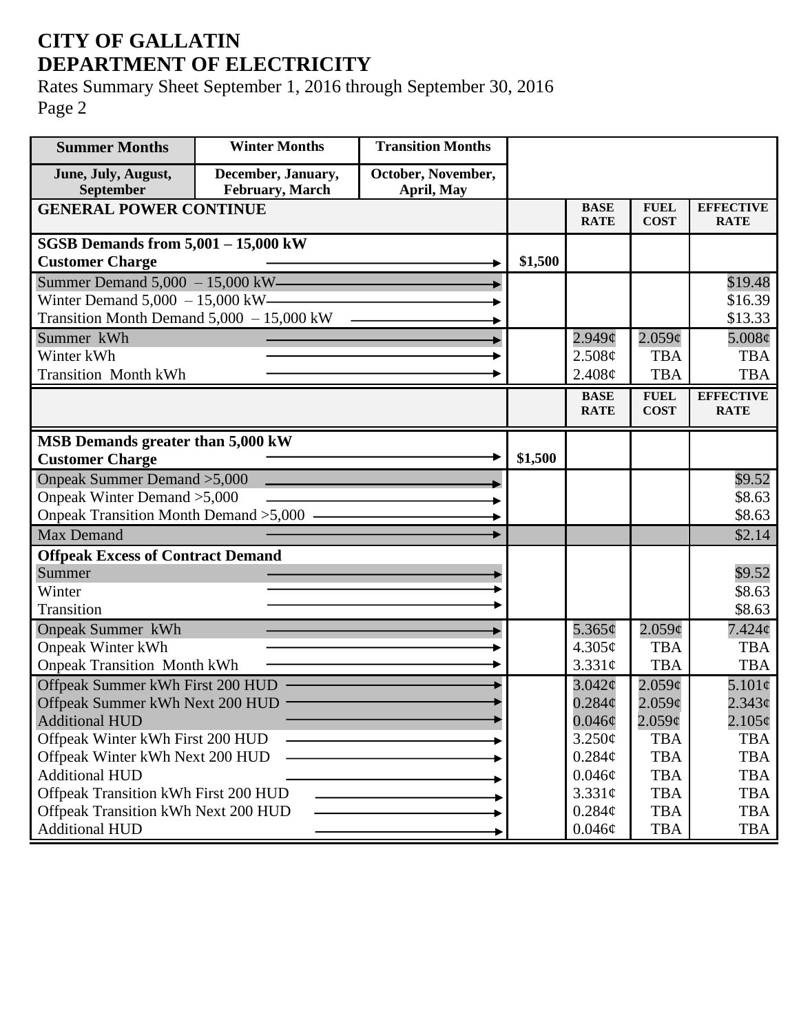# CITY OF GALLATIN
# DEPARTMENT OF ELECTRICITY

Rates Summary Sheet September 1, 2016 through September 30, 2016
Page 2

| Summer Months | Winter Months | Transition Months | | | | |
|---|---|---|---|---|---|---|
| June, July, August, September | December, January, February, March | October, November, April, May | | | | |
| **GENERAL POWER CONTINUE** | | | | **BASE RATE** | **FUEL COST** | **EFFECTIVE RATE** |
| **SGSB Demands from 5,001 – 15,000 kW** | | | | | | |
| **Customer Charge** | | | **$1,500** | | | |
| Summer Demand 5,000 – 15,000 kW | | | | | | $19.48 |
| Winter Demand 5,000 – 15,000 kW | | | | | | $16.39 |
| Transition Month Demand 5,000 – 15,000 kW | | | | | | $13.33 |
| Summer kWh | | | | 2.949¢ | 2.059¢ | 5.008¢ |
| Winter kWh | | | | 2.508¢ | TBA | TBA |
| Transition Month kWh | | | | 2.408¢ | TBA | TBA |
| | | | | **BASE RATE** | **FUEL COST** | **EFFECTIVE RATE** |
| **MSB Demands greater than 5,000 kW** | | | | | | |
| **Customer Charge** | | | **$1,500** | | | |
| Onpeak Summer Demand >5,000 | | | | | | $9.52 |
| Onpeak Winter Demand >5,000 | | | | | | $8.63 |
| Onpeak Transition Month Demand >5,000 | | | | | | $8.63 |
| Max Demand | | | | | | $2.14 |
| **Offpeak Excess of Contract Demand** | | | | | | |
| Summer | | | | | | $9.52 |
| Winter | | | | | | $8.63 |
| Transition | | | | | | $8.63 |
| Onpeak Summer kWh | | | | 5.365¢ | 2.059¢ | 7.424¢ |
| Onpeak Winter kWh | | | | 4.305¢ | TBA | TBA |
| Onpeak Transition Month kWh | | | | 3.331¢ | TBA | TBA |
| Offpeak Summer kWh First 200 HUD | | | | 3.042¢ | 2.059¢ | 5.101¢ |
| Offpeak Summer kWh Next 200 HUD | | | | 0.284¢ | 2.059¢ | 2.343¢ |
| Additional HUD | | | | 0.046¢ | 2.059¢ | 2.105¢ |
| Offpeak Winter kWh First 200 HUD | | | | 3.250¢ | TBA | TBA |
| Offpeak Winter kWh Next 200 HUD | | | | 0.284¢ | TBA | TBA |
| Additional HUD | | | | 0.046¢ | TBA | TBA |
| Offpeak Transition kWh First 200 HUD | | | | 3.331¢ | TBA | TBA |
| Offpeak Transition kWh Next 200 HUD | | | | 0.284¢ | TBA | TBA |
| Additional HUD | | | | 0.046¢ | TBA | TBA |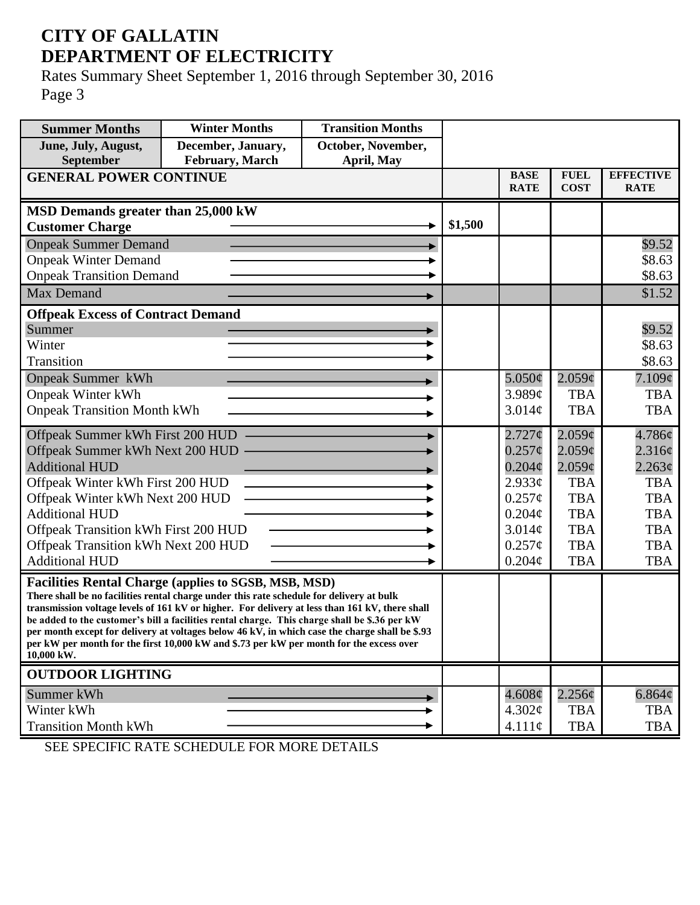# CITY OF GALLATIN
# DEPARTMENT OF ELECTRICITY

Rates Summary Sheet September 1, 2016 through September 30, 2016

Page 3

| Summer Months | Winter Months | Transition Months | | | | |
|---|---|---|---|---|---|---|
| **June, July, August, September** | **December, January, February, March** | **October, November, April, May** | | | | |
| **GENERAL POWER CONTINUE** | | | | **BASE RATE** | **FUEL COST** | **EFFECTIVE RATE** |
| **MSD Demands greater than 25,000 kW** | | | | | | |
| **Customer Charge** | | | **$1,500** | | | |
| Onpeak Summer Demand | | | | | | $9.52 |
| Onpeak Winter Demand | | | | | | $8.63 |
| Onpeak Transition Demand | | | | | | $8.63 |
| Max Demand | | | | | | $1.52 |
| **Offpeak Excess of Contract Demand** | | | | | | |
| Summer | | | | | | $9.52 |
| Winter | | | | | | $8.63 |
| Transition | | | | | | $8.63 |
| Onpeak Summer kWh | | | | 5.050¢ | 2.059¢ | 7.109¢ |
| Onpeak Winter kWh | | | | 3.989¢ | TBA | TBA |
| Onpeak Transition Month kWh | | | | 3.014¢ | TBA | TBA |
| Offpeak Summer kWh First 200 HUD | | | | 2.727¢ | 2.059¢ | 4.786¢ |
| Offpeak Summer kWh Next 200 HUD | | | | 0.257¢ | 2.059¢ | 2.316¢ |
| Additional HUD | | | | 0.204¢ | 2.059¢ | 2.263¢ |
| Offpeak Winter kWh First 200 HUD | | | | 2.933¢ | TBA | TBA |
| Offpeak Winter kWh Next 200 HUD | | | | 0.257¢ | TBA | TBA |
| Additional HUD | | | | 0.204¢ | TBA | TBA |
| Offpeak Transition kWh First 200 HUD | | | | 3.014¢ | TBA | TBA |
| Offpeak Transition kWh Next 200 HUD | | | | 0.257¢ | TBA | TBA |
| Additional HUD | | | | 0.204¢ | TBA | TBA |
| **Facilities Rental Charge (applies to SGSB, MSB, MSD)** There shall be no facilities rental charge under this rate schedule for delivery at bulk transmission voltage levels of 161 kV or higher. For delivery at less than 161 kV, there shall be added to the customer's bill a facilities rental charge. This charge shall be $.36 per kW per month except for delivery at voltages below 46 kV, in which case the charge shall be $.93 per kW per month for the first 10,000 kW and $.73 per kW per month for the excess over 10,000 kW. | | | | | | |
| **OUTDOOR LIGHTING** | | | | | | |
| Summer kWh | | | | 4.608¢ | 2.256¢ | 6.864¢ |
| Winter kWh | | | | 4.302¢ | TBA | TBA |
| Transition Month kWh | | | | 4.111¢ | TBA | TBA |

SEE SPECIFIC RATE SCHEDULE FOR MORE DETAILS